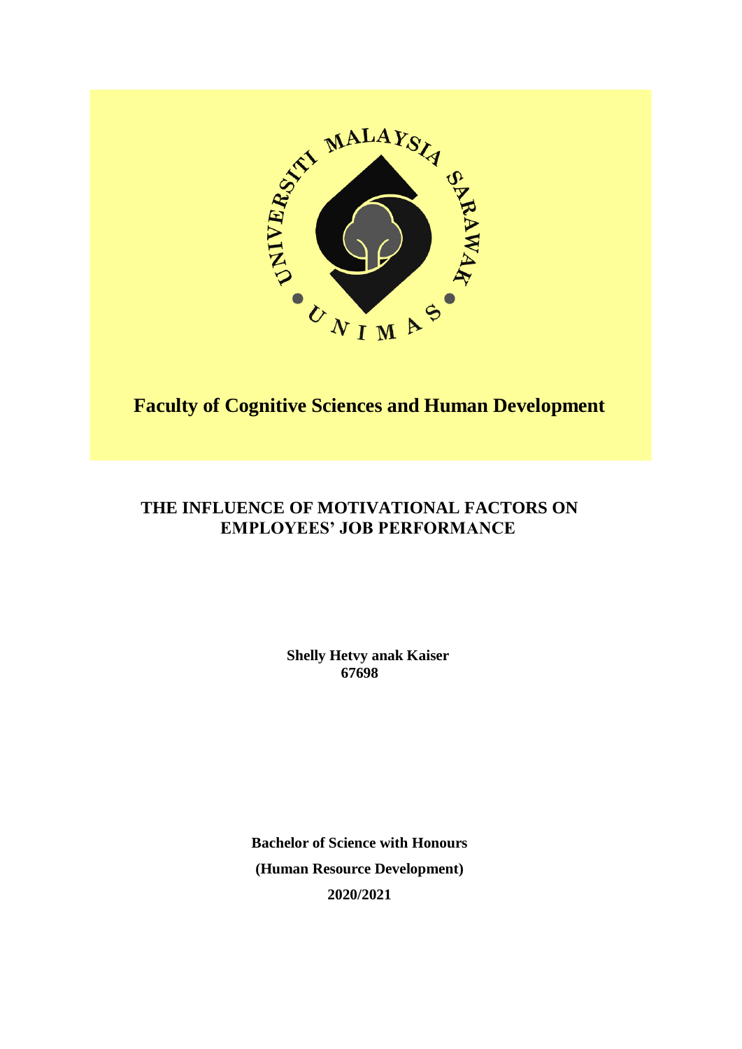# Faculty of Cognitive Sciences and Human Development

## THE INFLUENCE OF MOTIVATIONAL FACTORS ON EMPLOYEES' JOB PERFORMANCE

**Shelly Hetvy anak Kaiser**
**67698**

**Bachelor of Science with Honours**

**(Human Resource Development)**

**2020/2021**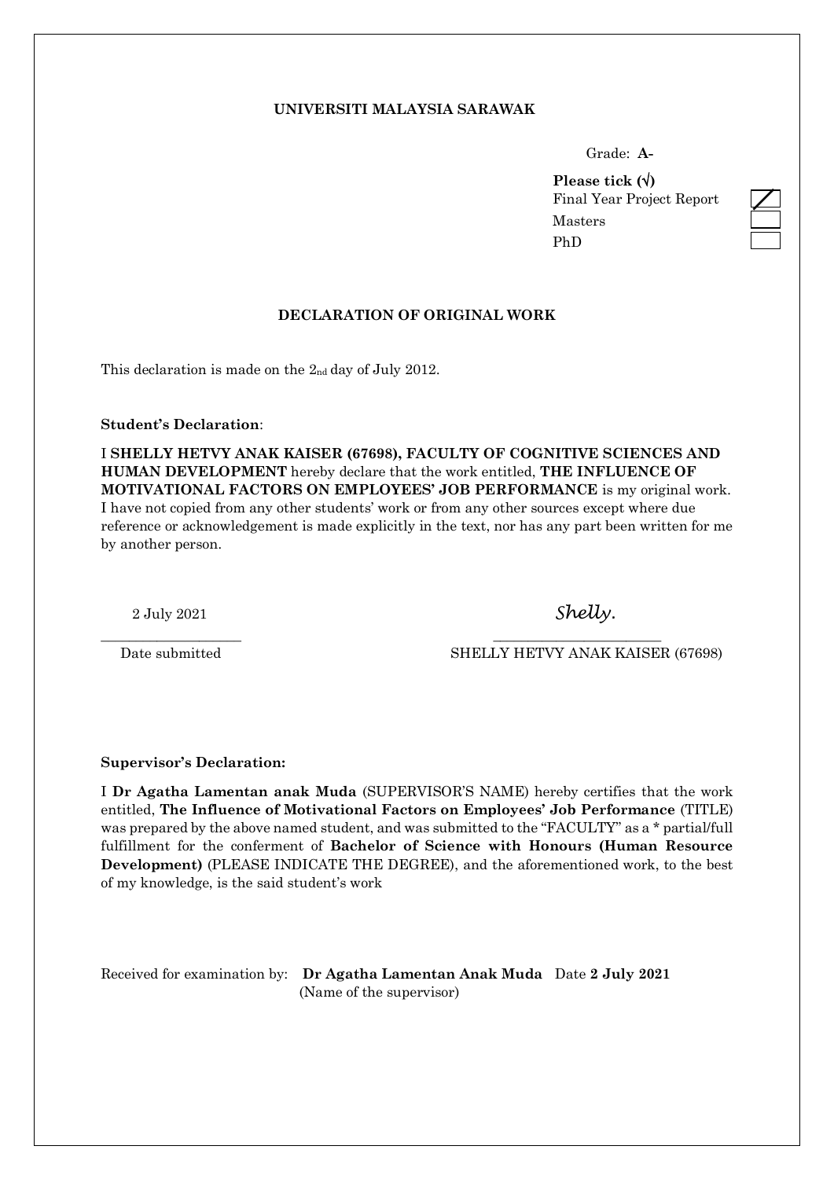**UNIVERSITI MALAYSIA SARAWAK**

Grade: **A-**

**Please tick (√)**

| | |
|---|---|
| Final Year Project Report | ✓ |
| Masters | |
| PhD | |

**DECLARATION OF ORIGINAL WORK**

This declaration is made on the 2nd day of July 2012.

**Student's Declaration**:

I **SHELLY HETVY ANAK KAISER (67698), FACULTY OF COGNITIVE SCIENCES AND HUMAN DEVELOPMENT** hereby declare that the work entitled, **THE INFLUENCE OF MOTIVATIONAL FACTORS ON EMPLOYEES' JOB PERFORMANCE** is my original work. I have not copied from any other students' work or from any other sources except where due reference or acknowledgement is made explicitly in the text, nor has any part been written for me by another person.

2 July 2021
Date submitted

*Shelly.*
SHELLY HETVY ANAK KAISER (67698)

**Supervisor's Declaration:**

I **Dr Agatha Lamentan anak Muda** (SUPERVISOR'S NAME) hereby certifies that the work entitled, **The Influence of Motivational Factors on Employees' Job Performance** (TITLE) was prepared by the above named student, and was submitted to the "FACULTY" as a * partial/full fulfillment for the conferment of **Bachelor of Science with Honours (Human Resource Development)** (PLEASE INDICATE THE DEGREE), and the aforementioned work, to the best of my knowledge, is the said student's work

Received for examination by: **Dr Agatha Lamentan Anak Muda** Date **2 July 2021**
(Name of the supervisor)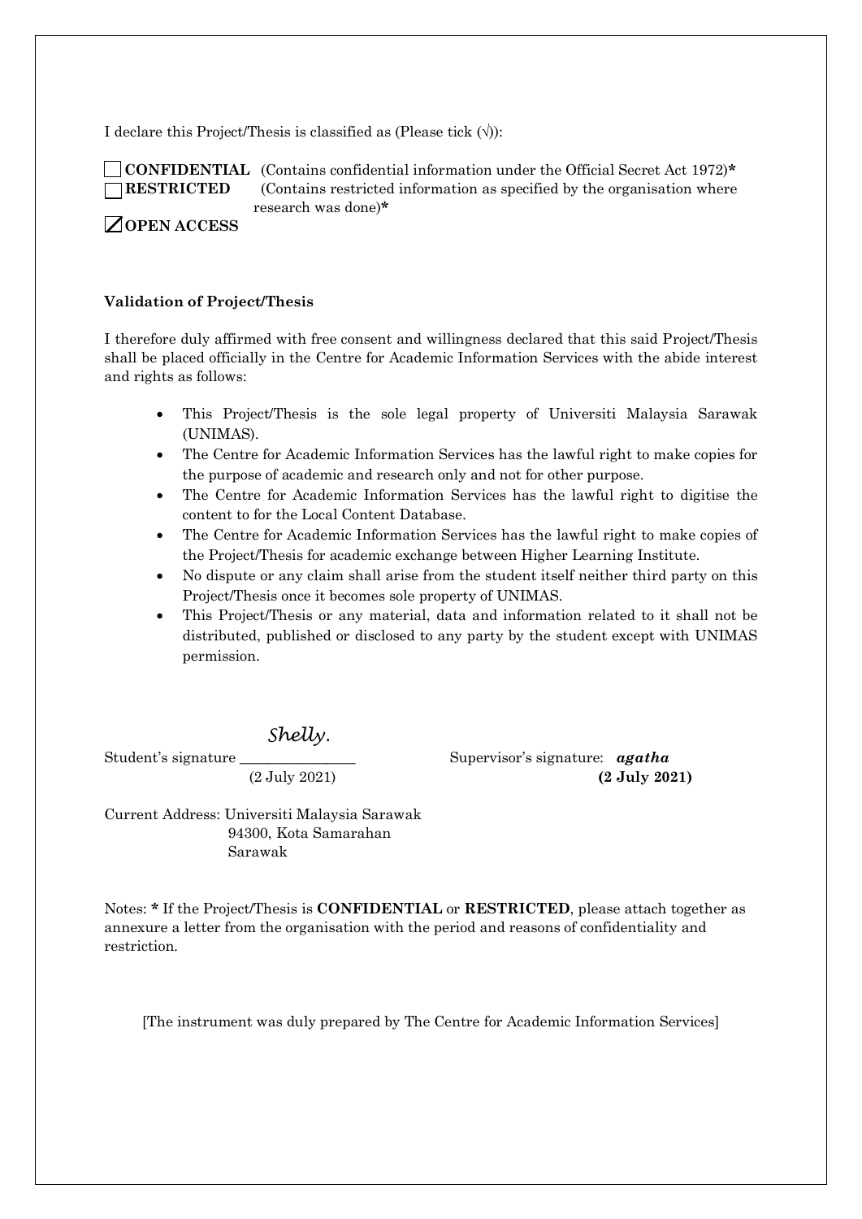I declare this Project/Thesis is classified as (Please tick (√)):

☐ **CONFIDENTIAL** (Contains confidential information under the Official Secret Act 1972)**\***
☐ **RESTRICTED** (Contains restricted information as specified by the organisation where research was done)**\***
☑ **OPEN ACCESS**

**Validation of Project/Thesis**

I therefore duly affirmed with free consent and willingness declared that this said Project/Thesis shall be placed officially in the Centre for Academic Information Services with the abide interest and rights as follows:

- This Project/Thesis is the sole legal property of Universiti Malaysia Sarawak (UNIMAS).
- The Centre for Academic Information Services has the lawful right to make copies for the purpose of academic and research only and not for other purpose.
- The Centre for Academic Information Services has the lawful right to digitise the content to for the Local Content Database.
- The Centre for Academic Information Services has the lawful right to make copies of the Project/Thesis for academic exchange between Higher Learning Institute.
- No dispute or any claim shall arise from the student itself neither third party on this Project/Thesis once it becomes sole property of UNIMAS.
- This Project/Thesis or any material, data and information related to it shall not be distributed, published or disclosed to any party by the student except with UNIMAS permission.

Student's signature *Shelly.* (2 July 2021)

Supervisor's signature: ***agatha*** **(2 July 2021)**

Current Address: Universiti Malaysia Sarawak
94300, Kota Samarahan
Sarawak

Notes: * If the Project/Thesis is **CONFIDENTIAL** or **RESTRICTED**, please attach together as annexure a letter from the organisation with the period and reasons of confidentiality and restriction.

[The instrument was duly prepared by The Centre for Academic Information Services]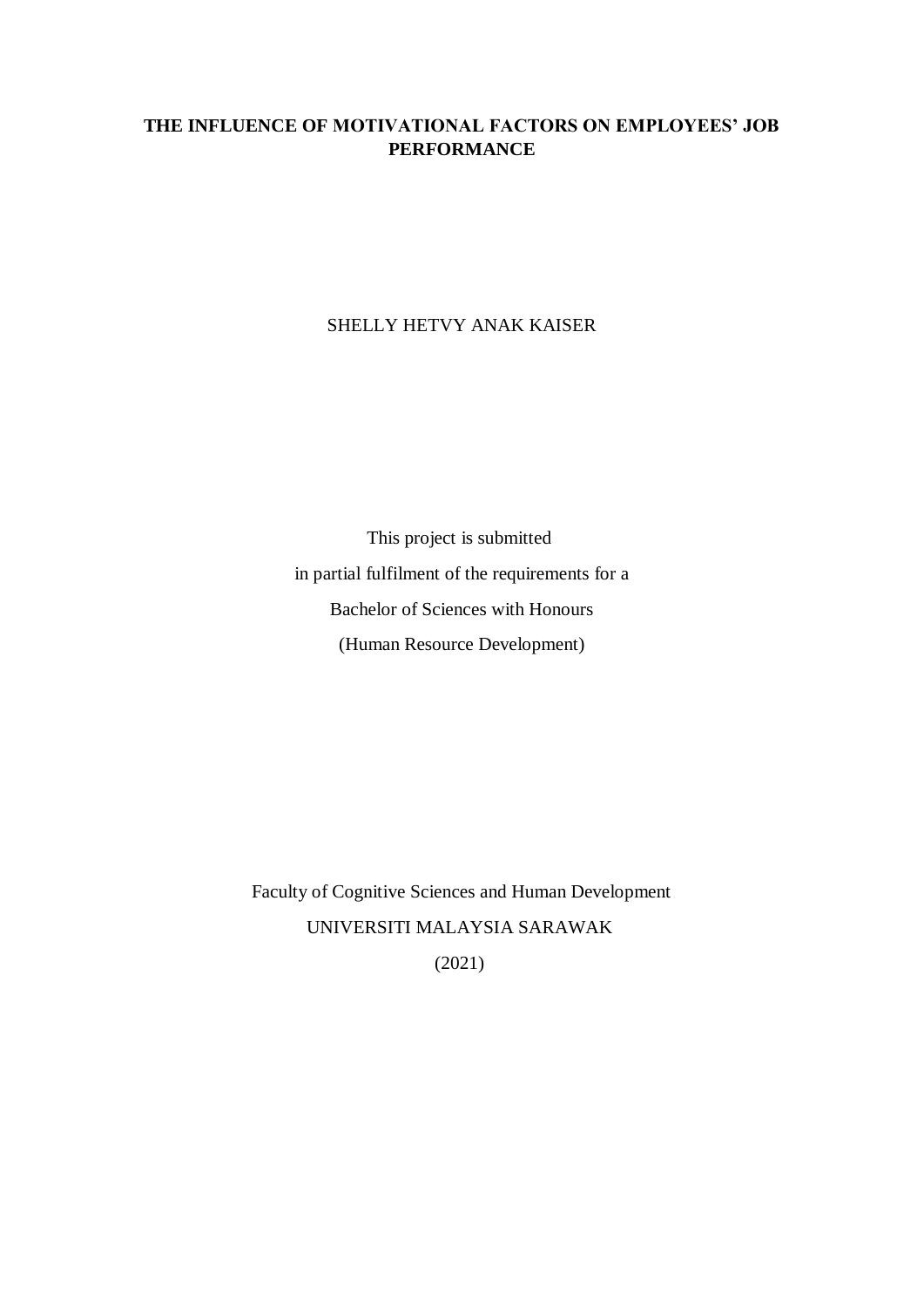**THE INFLUENCE OF MOTIVATIONAL FACTORS ON EMPLOYEES' JOB PERFORMANCE**

SHELLY HETVY ANAK KAISER

This project is submitted

in partial fulfilment of the requirements for a

Bachelor of Sciences with Honours

(Human Resource Development)

Faculty of Cognitive Sciences and Human Development

UNIVERSITI MALAYSIA SARAWAK

(2021)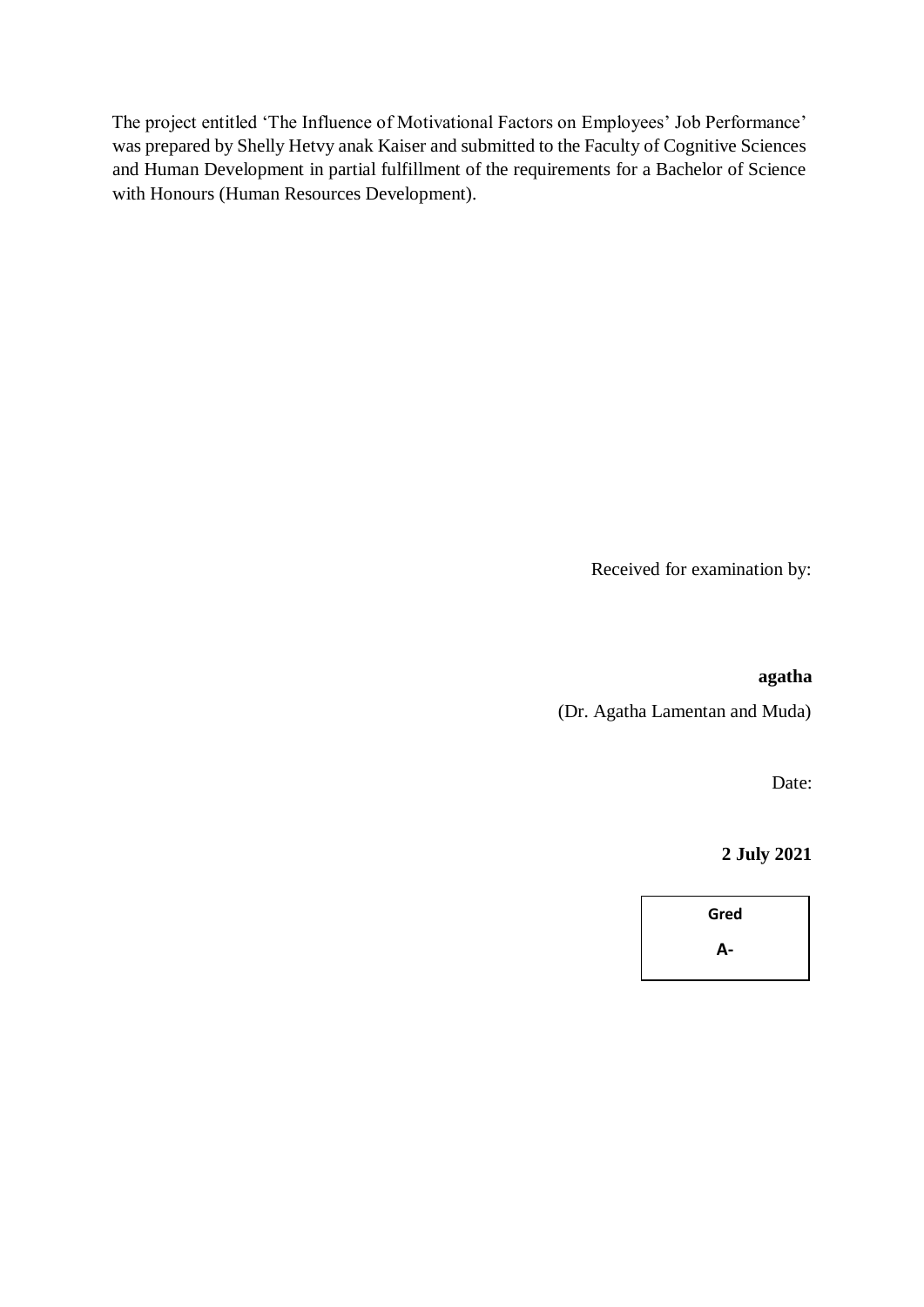The project entitled 'The Influence of Motivational Factors on Employees' Job Performance' was prepared by Shelly Hetvy anak Kaiser and submitted to the Faculty of Cognitive Sciences and Human Development in partial fulfillment of the requirements for a Bachelor of Science with Honours (Human Resources Development).

Received for examination by:

**agatha**

(Dr. Agatha Lamentan and Muda)

Date:

**2 July 2021**

| **Gred** |
|---|
| **A-** |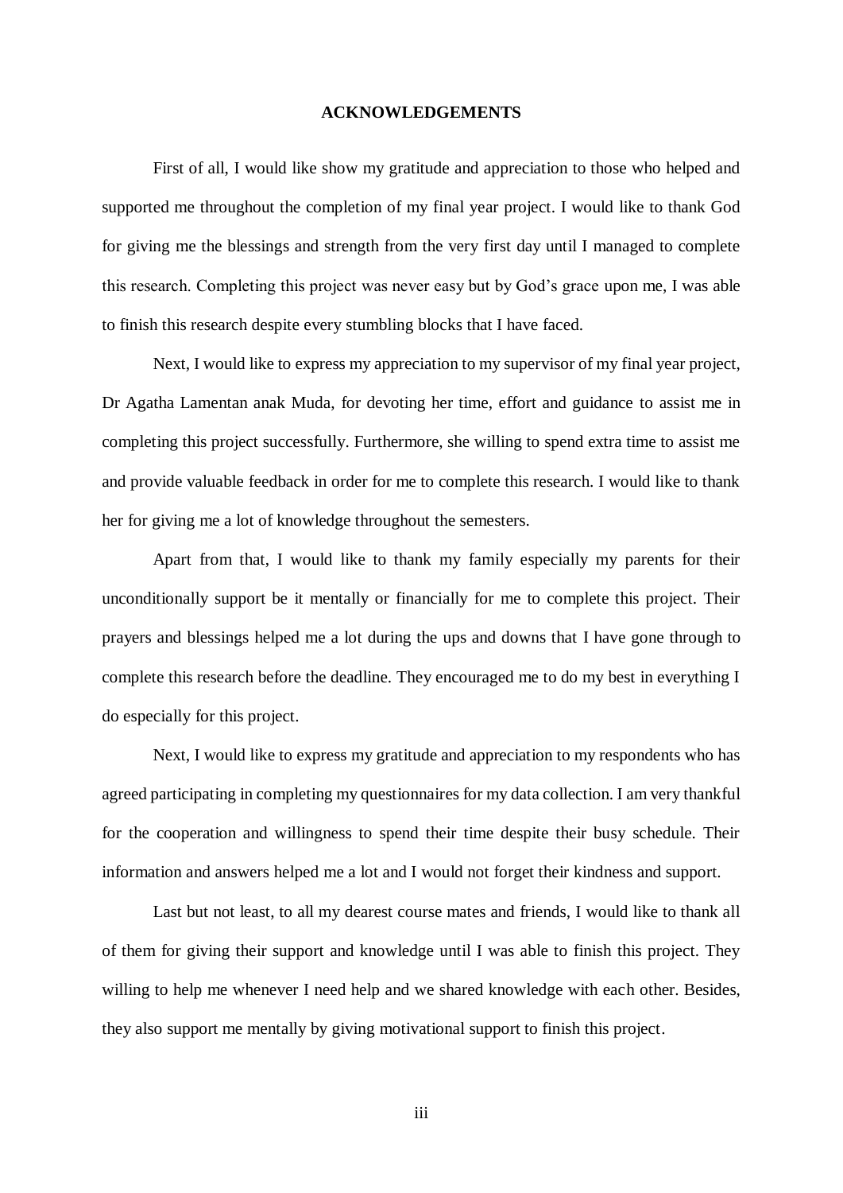# ACKNOWLEDGEMENTS

First of all, I would like show my gratitude and appreciation to those who helped and supported me throughout the completion of my final year project. I would like to thank God for giving me the blessings and strength from the very first day until I managed to complete this research. Completing this project was never easy but by God's grace upon me, I was able to finish this research despite every stumbling blocks that I have faced.

Next, I would like to express my appreciation to my supervisor of my final year project, Dr Agatha Lamentan anak Muda, for devoting her time, effort and guidance to assist me in completing this project successfully. Furthermore, she willing to spend extra time to assist me and provide valuable feedback in order for me to complete this research. I would like to thank her for giving me a lot of knowledge throughout the semesters.

Apart from that, I would like to thank my family especially my parents for their unconditionally support be it mentally or financially for me to complete this project. Their prayers and blessings helped me a lot during the ups and downs that I have gone through to complete this research before the deadline. They encouraged me to do my best in everything I do especially for this project.

Next, I would like to express my gratitude and appreciation to my respondents who has agreed participating in completing my questionnaires for my data collection. I am very thankful for the cooperation and willingness to spend their time despite their busy schedule. Their information and answers helped me a lot and I would not forget their kindness and support.

Last but not least, to all my dearest course mates and friends, I would like to thank all of them for giving their support and knowledge until I was able to finish this project. They willing to help me whenever I need help and we shared knowledge with each other. Besides, they also support me mentally by giving motivational support to finish this project.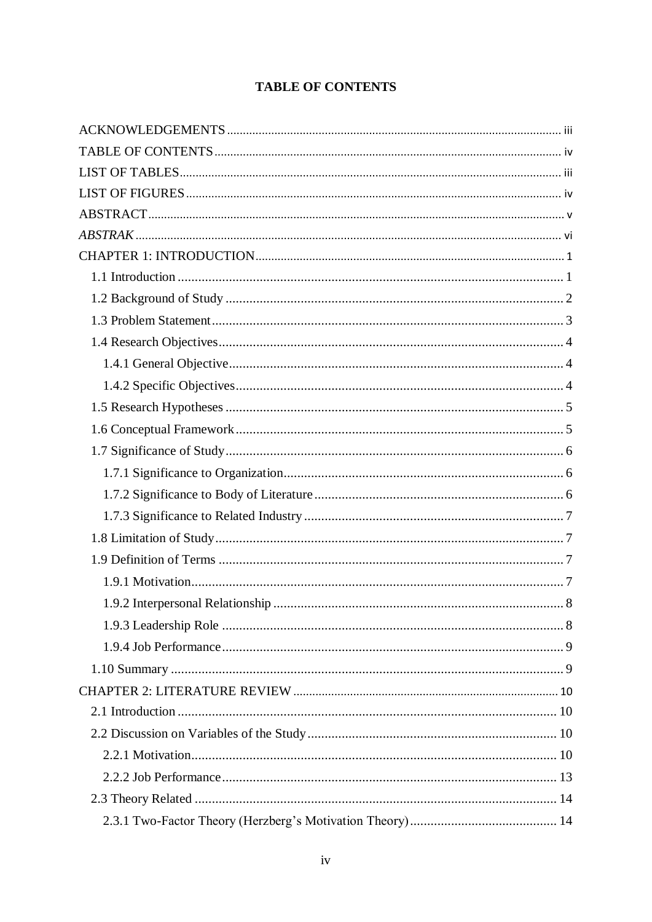**TABLE OF CONTENTS**

ACKNOWLEDGEMENTS ........ iii
TABLE OF CONTENTS ........ iv
LIST OF TABLES ........ iii
LIST OF FIGURES ........ iv
ABSTRACT ........ v
*ABSTRAK* ........ vi
CHAPTER 1: INTRODUCTION ........ 1
  1.1 Introduction ........ 1
  1.2 Background of Study ........ 2
  1.3 Problem Statement ........ 3
  1.4 Research Objectives ........ 4
    1.4.1 General Objective ........ 4
    1.4.2 Specific Objectives ........ 4
  1.5 Research Hypotheses ........ 5
  1.6 Conceptual Framework ........ 5
  1.7 Significance of Study ........ 6
    1.7.1 Significance to Organization ........ 6
    1.7.2 Significance to Body of Literature ........ 6
    1.7.3 Significance to Related Industry ........ 7
  1.8 Limitation of Study ........ 7
  1.9 Definition of Terms ........ 7
    1.9.1 Motivation ........ 7
    1.9.2 Interpersonal Relationship ........ 8
    1.9.3 Leadership Role ........ 8
    1.9.4 Job Performance ........ 9
  1.10 Summary ........ 9
CHAPTER 2: LITERATURE REVIEW ........ 10
  2.1 Introduction ........ 10
  2.2 Discussion on Variables of the Study ........ 10
    2.2.1 Motivation ........ 10
    2.2.2 Job Performance ........ 13
  2.3 Theory Related ........ 14
    2.3.1 Two-Factor Theory (Herzberg's Motivation Theory) ........ 14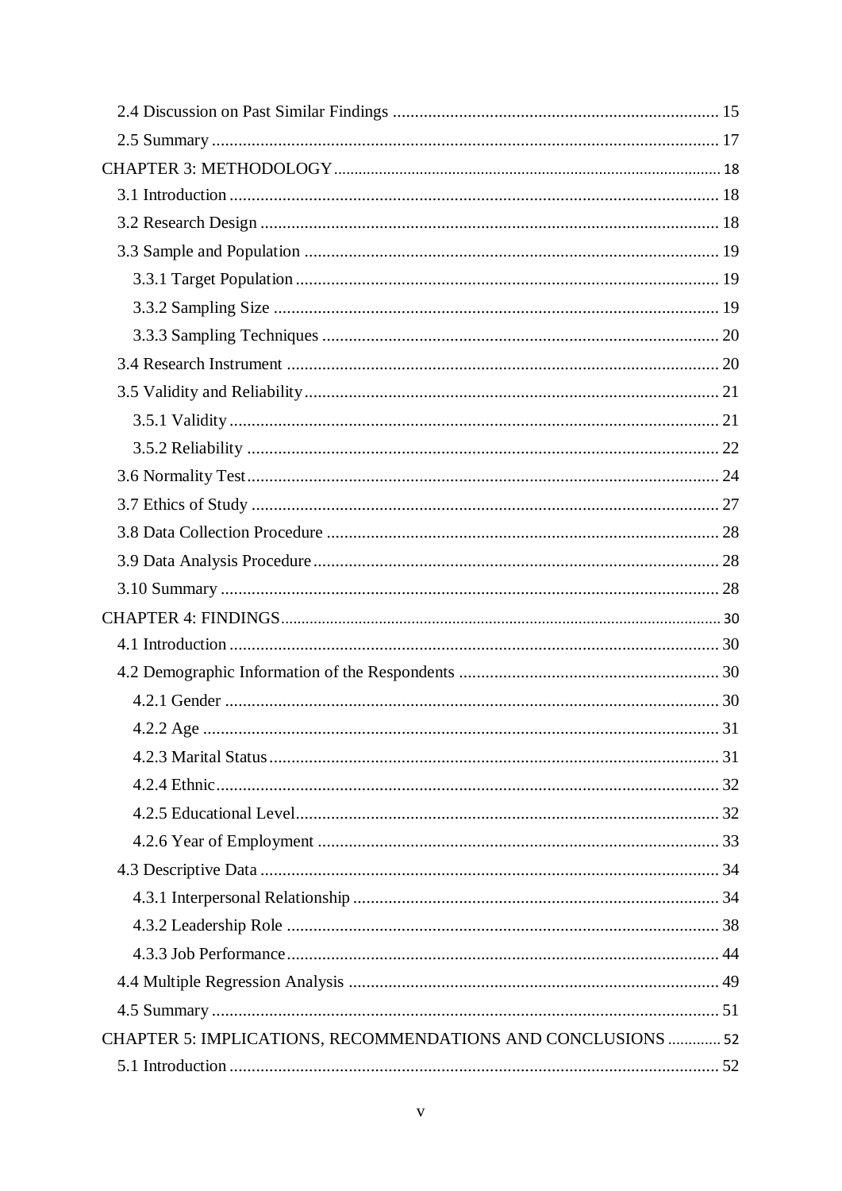2.4 Discussion on Past Similar Findings ........................................................................ 15

2.5 Summary ........................................................................................................ 17

CHAPTER 3: METHODOLOGY ........................................................................................ 18

3.1 Introduction .................................................................................................... 18

3.2 Research Design ............................................................................................. 18

3.3 Sample and Population ................................................................................... 19

3.3.1 Target Population ....................................................................................... 19

3.3.2 Sampling Size ............................................................................................ 19

3.3.3 Sampling Techniques .................................................................................. 20

3.4 Research Instrument ....................................................................................... 20

3.5 Validity and Reliability ................................................................................... 21

3.5.1 Validity ...................................................................................................... 21

3.5.2 Reliability .................................................................................................. 22

3.6 Normality Test ................................................................................................ 24

3.7 Ethics of Study ................................................................................................ 27

3.8 Data Collection Procedure .............................................................................. 28

3.9 Data Analysis Procedure ................................................................................. 28

3.10 Summary ....................................................................................................... 28

CHAPTER 4: FINDINGS ................................................................................................. 30

4.1 Introduction .................................................................................................... 30

4.2 Demographic Information of the Respondents ................................................ 30

4.2.1 Gender ....................................................................................................... 30

4.2.2 Age ............................................................................................................ 31

4.2.3 Marital Status ............................................................................................. 31

4.2.4 Ethnic ........................................................................................................ 32

4.2.5 Educational Level ....................................................................................... 32

4.2.6 Year of Employment .................................................................................. 33

4.3 Descriptive Data ............................................................................................. 34

4.3.1 Interpersonal Relationship .......................................................................... 34

4.3.2 Leadership Role ......................................................................................... 38

4.3.3 Job Performance ......................................................................................... 44

4.4 Multiple Regression Analysis .......................................................................... 49

4.5 Summary ........................................................................................................ 51

CHAPTER 5: IMPLICATIONS, RECOMMENDATIONS AND CONCLUSIONS ............. 52

5.1 Introduction .................................................................................................... 52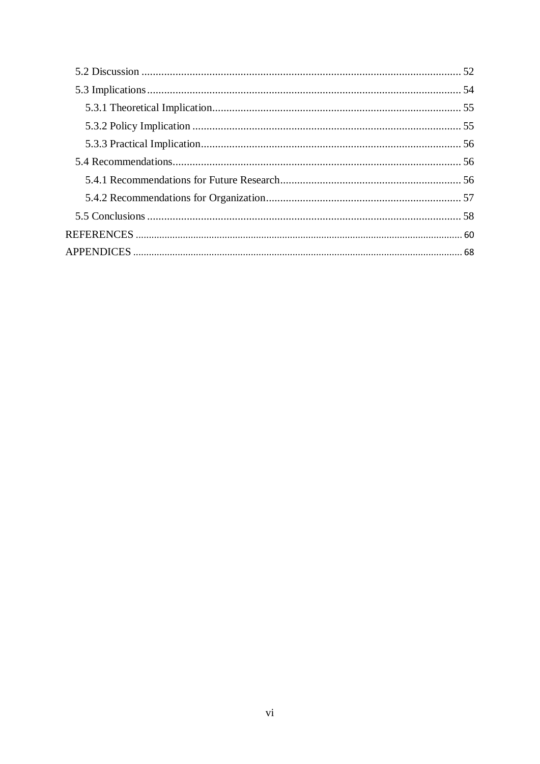5.2 Discussion .................................................................................................................. 52

5.3 Implications ................................................................................................................ 54

5.3.1 Theoretical Implication ......................................................................................... 55

5.3.2 Policy Implication ................................................................................................ 55

5.3.3 Practical Implication ............................................................................................. 56

5.4 Recommendations ...................................................................................................... 56

5.4.1 Recommendations for Future Research ................................................................. 56

5.4.2 Recommendations for Organization ...................................................................... 57

5.5 Conclusions ................................................................................................................ 58

REFERENCES .......................................................................................................................... 60

APPENDICES ........................................................................................................................... 68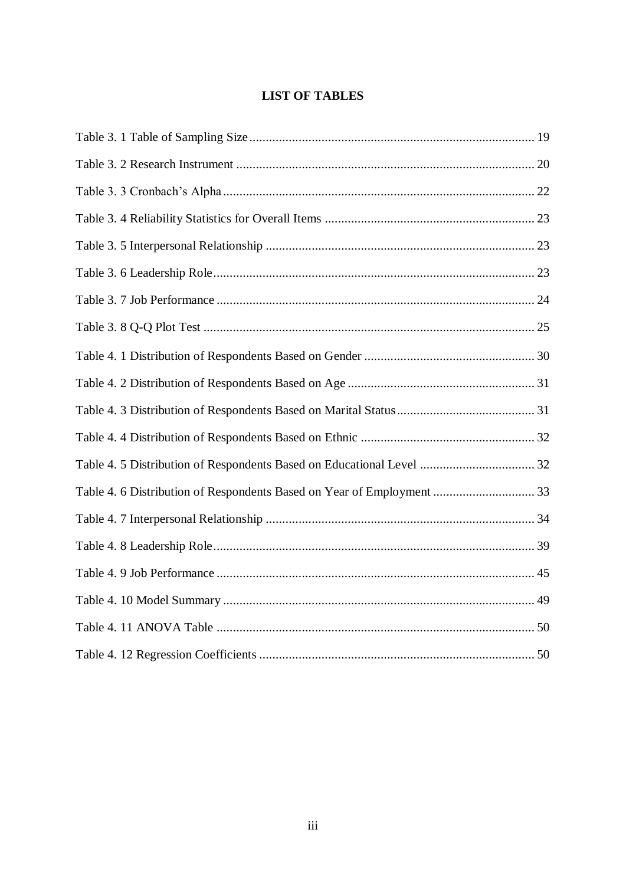# LIST OF TABLES

Table 3. 1 Table of Sampling Size ........................................................................................ 19

Table 3. 2 Research Instrument ........................................................................................... 20

Table 3. 3 Cronbach's Alpha ............................................................................................... 22

Table 3. 4 Reliability Statistics for Overall Items ................................................................ 23

Table 3. 5 Interpersonal Relationship .................................................................................. 23

Table 3. 6 Leadership Role .................................................................................................. 23

Table 3. 7 Job Performance ................................................................................................. 24

Table 3. 8 Q-Q Plot Test ...................................................................................................... 25

Table 4. 1 Distribution of Respondents Based on Gender .................................................... 30

Table 4. 2 Distribution of Respondents Based on Age ......................................................... 31

Table 4. 3 Distribution of Respondents Based on Marital Status .......................................... 31

Table 4. 4 Distribution of Respondents Based on Ethnic ..................................................... 32

Table 4. 5 Distribution of Respondents Based on Educational Level ................................... 32

Table 4. 6 Distribution of Respondents Based on Year of Employment ............................... 33

Table 4. 7 Interpersonal Relationship .................................................................................. 34

Table 4. 8 Leadership Role .................................................................................................. 39

Table 4. 9 Job Performance ................................................................................................. 45

Table 4. 10 Model Summary ............................................................................................... 49

Table 4. 11 ANOVA Table ................................................................................................. 50

Table 4. 12 Regression Coefficients .................................................................................... 50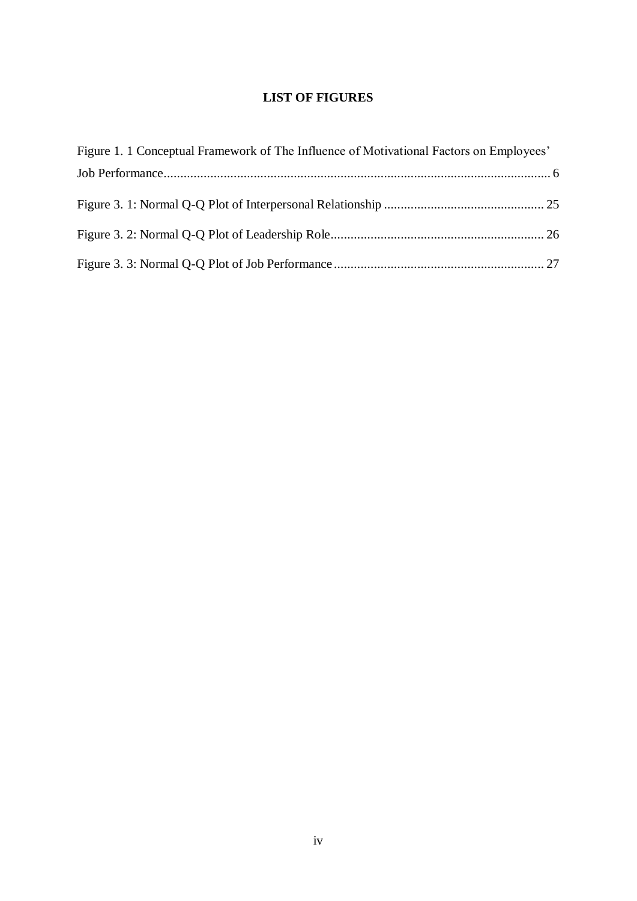# LIST OF FIGURES

Figure 1. 1 Conceptual Framework of The Influence of Motivational Factors on Employees' Job Performance....................................................................................................................... 6

Figure 3. 1: Normal Q-Q Plot of Interpersonal Relationship ................................................ 25

Figure 3. 2: Normal Q-Q Plot of Leadership Role................................................................ 26

Figure 3. 3: Normal Q-Q Plot of Job Performance ............................................................... 27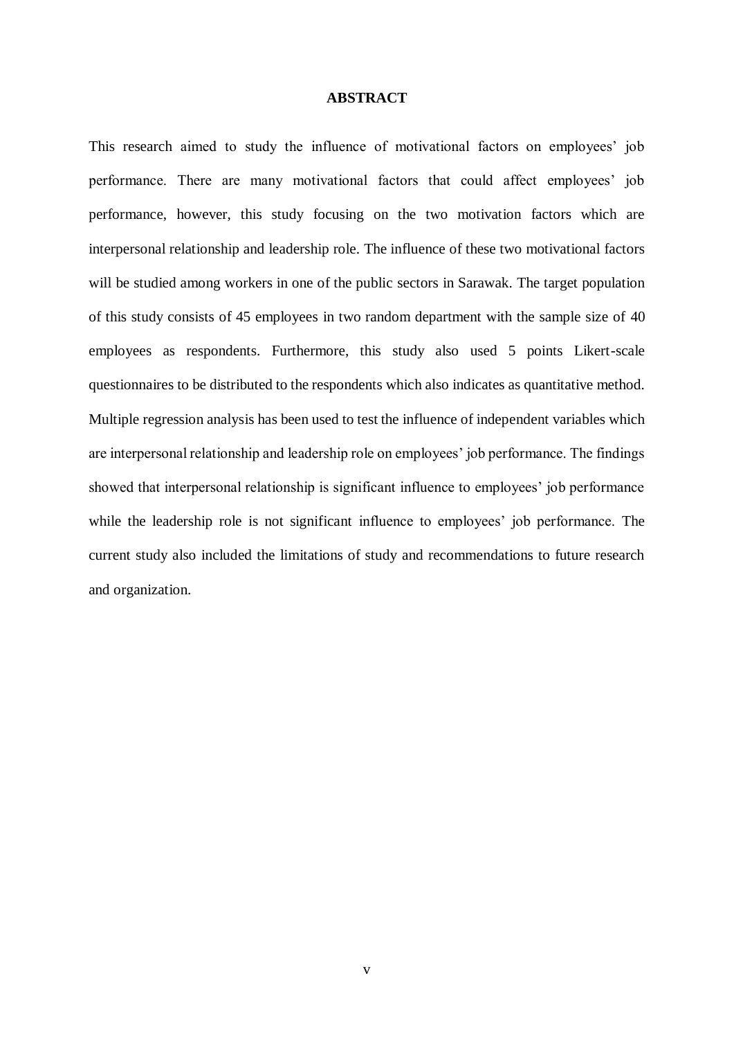# ABSTRACT

This research aimed to study the influence of motivational factors on employees' job performance. There are many motivational factors that could affect employees' job performance, however, this study focusing on the two motivation factors which are interpersonal relationship and leadership role. The influence of these two motivational factors will be studied among workers in one of the public sectors in Sarawak. The target population of this study consists of 45 employees in two random department with the sample size of 40 employees as respondents. Furthermore, this study also used 5 points Likert-scale questionnaires to be distributed to the respondents which also indicates as quantitative method. Multiple regression analysis has been used to test the influence of independent variables which are interpersonal relationship and leadership role on employees' job performance. The findings showed that interpersonal relationship is significant influence to employees' job performance while the leadership role is not significant influence to employees' job performance. The current study also included the limitations of study and recommendations to future research and organization.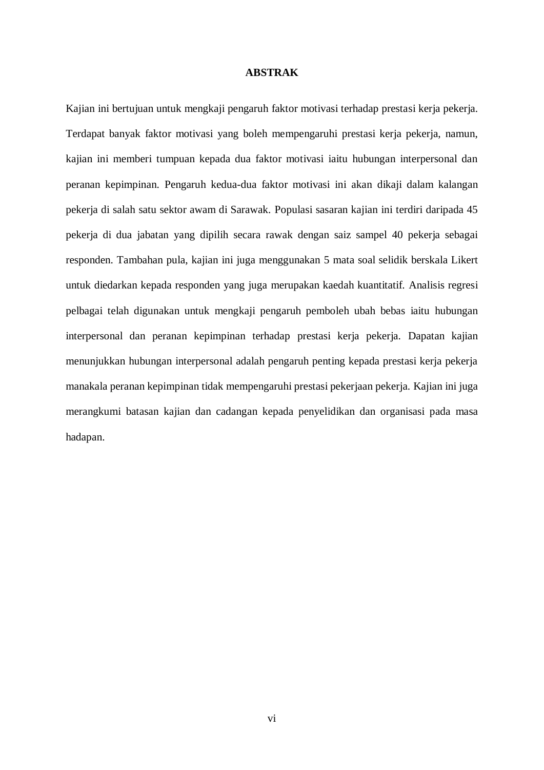# ABSTRAK

Kajian ini bertujuan untuk mengkaji pengaruh faktor motivasi terhadap prestasi kerja pekerja. Terdapat banyak faktor motivasi yang boleh mempengaruhi prestasi kerja pekerja, namun, kajian ini memberi tumpuan kepada dua faktor motivasi iaitu hubungan interpersonal dan peranan kepimpinan. Pengaruh kedua-dua faktor motivasi ini akan dikaji dalam kalangan pekerja di salah satu sektor awam di Sarawak. Populasi sasaran kajian ini terdiri daripada 45 pekerja di dua jabatan yang dipilih secara rawak dengan saiz sampel 40 pekerja sebagai responden. Tambahan pula, kajian ini juga menggunakan 5 mata soal selidik berskala Likert untuk diedarkan kepada responden yang juga merupakan kaedah kuantitatif. Analisis regresi pelbagai telah digunakan untuk mengkaji pengaruh pemboleh ubah bebas iaitu hubungan interpersonal dan peranan kepimpinan terhadap prestasi kerja pekerja. Dapatan kajian menunjukkan hubungan interpersonal adalah pengaruh penting kepada prestasi kerja pekerja manakala peranan kepimpinan tidak mempengaruhi prestasi pekerjaan pekerja. Kajian ini juga merangkumi batasan kajian dan cadangan kepada penyelidikan dan organisasi pada masa hadapan.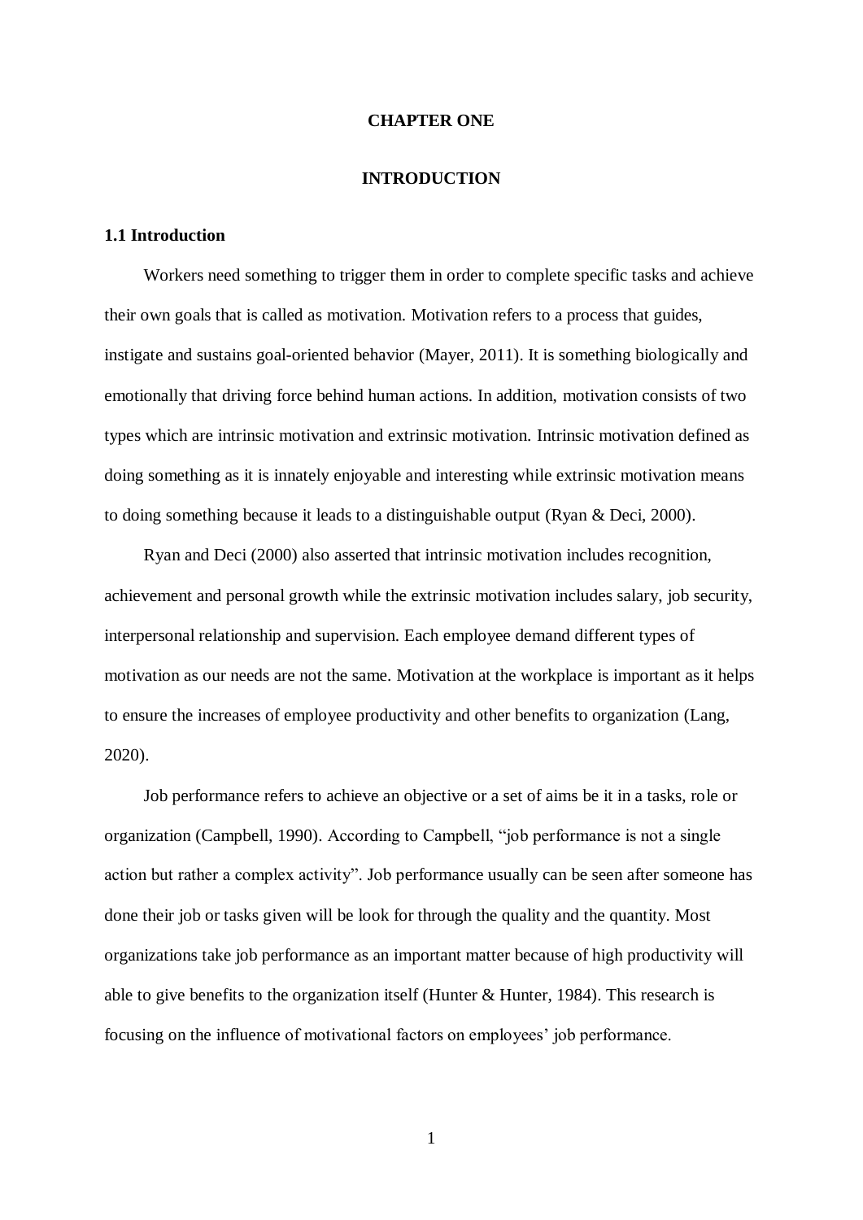# CHAPTER ONE

# INTRODUCTION

## 1.1 Introduction

Workers need something to trigger them in order to complete specific tasks and achieve their own goals that is called as motivation. Motivation refers to a process that guides, instigate and sustains goal-oriented behavior (Mayer, 2011). It is something biologically and emotionally that driving force behind human actions. In addition, motivation consists of two types which are intrinsic motivation and extrinsic motivation. Intrinsic motivation defined as doing something as it is innately enjoyable and interesting while extrinsic motivation means to doing something because it leads to a distinguishable output (Ryan & Deci, 2000).

Ryan and Deci (2000) also asserted that intrinsic motivation includes recognition, achievement and personal growth while the extrinsic motivation includes salary, job security, interpersonal relationship and supervision. Each employee demand different types of motivation as our needs are not the same. Motivation at the workplace is important as it helps to ensure the increases of employee productivity and other benefits to organization (Lang, 2020).

Job performance refers to achieve an objective or a set of aims be it in a tasks, role or organization (Campbell, 1990). According to Campbell, "job performance is not a single action but rather a complex activity". Job performance usually can be seen after someone has done their job or tasks given will be look for through the quality and the quantity. Most organizations take job performance as an important matter because of high productivity will able to give benefits to the organization itself (Hunter & Hunter, 1984). This research is focusing on the influence of motivational factors on employees' job performance.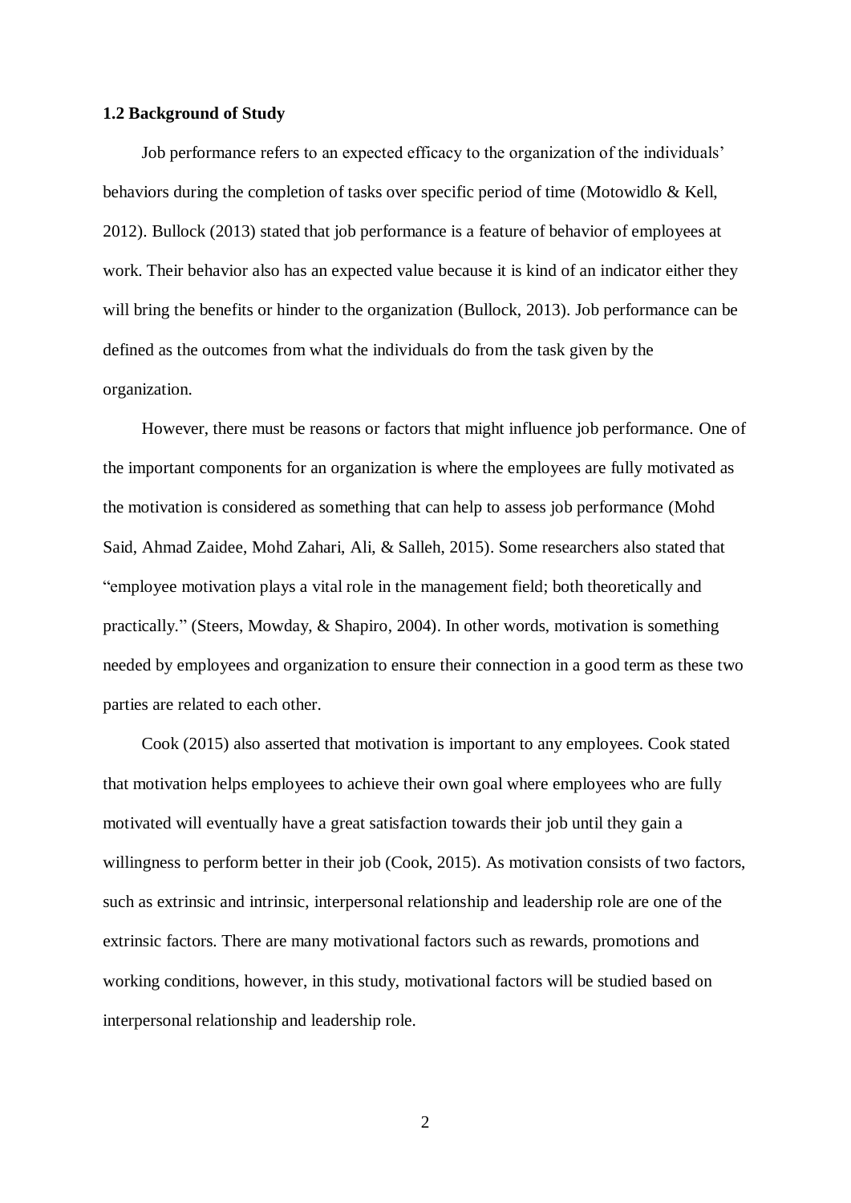**1.2 Background of Study**

Job performance refers to an expected efficacy to the organization of the individuals' behaviors during the completion of tasks over specific period of time (Motowidlo & Kell, 2012). Bullock (2013) stated that job performance is a feature of behavior of employees at work. Their behavior also has an expected value because it is kind of an indicator either they will bring the benefits or hinder to the organization (Bullock, 2013). Job performance can be defined as the outcomes from what the individuals do from the task given by the organization.

However, there must be reasons or factors that might influence job performance. One of the important components for an organization is where the employees are fully motivated as the motivation is considered as something that can help to assess job performance (Mohd Said, Ahmad Zaidee, Mohd Zahari, Ali, & Salleh, 2015). Some researchers also stated that "employee motivation plays a vital role in the management field; both theoretically and practically." (Steers, Mowday, & Shapiro, 2004). In other words, motivation is something needed by employees and organization to ensure their connection in a good term as these two parties are related to each other.

Cook (2015) also asserted that motivation is important to any employees. Cook stated that motivation helps employees to achieve their own goal where employees who are fully motivated will eventually have a great satisfaction towards their job until they gain a willingness to perform better in their job (Cook, 2015). As motivation consists of two factors, such as extrinsic and intrinsic, interpersonal relationship and leadership role are one of the extrinsic factors. There are many motivational factors such as rewards, promotions and working conditions, however, in this study, motivational factors will be studied based on interpersonal relationship and leadership role.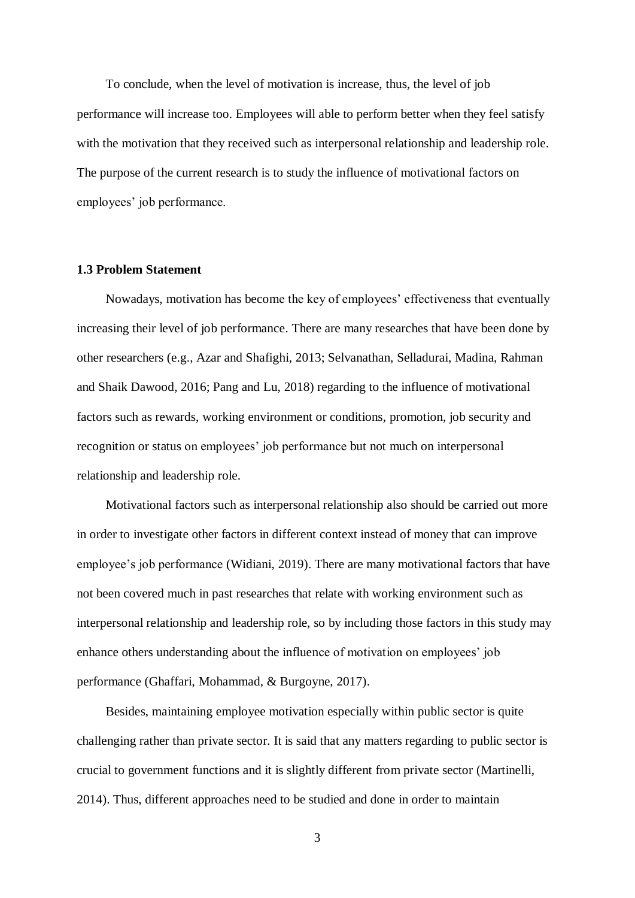To conclude, when the level of motivation is increase, thus, the level of job performance will increase too. Employees will able to perform better when they feel satisfy with the motivation that they received such as interpersonal relationship and leadership role. The purpose of the current research is to study the influence of motivational factors on employees' job performance.

### 1.3 Problem Statement

Nowadays, motivation has become the key of employees' effectiveness that eventually increasing their level of job performance. There are many researches that have been done by other researchers (e.g., Azar and Shafighi, 2013; Selvanathan, Selladurai, Madina, Rahman and Shaik Dawood, 2016; Pang and Lu, 2018) regarding to the influence of motivational factors such as rewards, working environment or conditions, promotion, job security and recognition or status on employees' job performance but not much on interpersonal relationship and leadership role.

Motivational factors such as interpersonal relationship also should be carried out more in order to investigate other factors in different context instead of money that can improve employee's job performance (Widiani, 2019). There are many motivational factors that have not been covered much in past researches that relate with working environment such as interpersonal relationship and leadership role, so by including those factors in this study may enhance others understanding about the influence of motivation on employees' job performance (Ghaffari, Mohammad, & Burgoyne, 2017).

Besides, maintaining employee motivation especially within public sector is quite challenging rather than private sector. It is said that any matters regarding to public sector is crucial to government functions and it is slightly different from private sector (Martinelli, 2014). Thus, different approaches need to be studied and done in order to maintain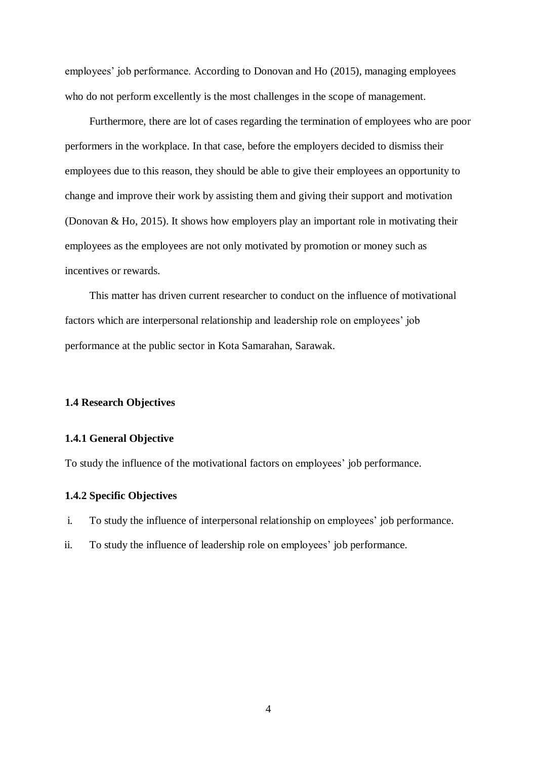employees' job performance. According to Donovan and Ho (2015), managing employees who do not perform excellently is the most challenges in the scope of management.

Furthermore, there are lot of cases regarding the termination of employees who are poor performers in the workplace. In that case, before the employers decided to dismiss their employees due to this reason, they should be able to give their employees an opportunity to change and improve their work by assisting them and giving their support and motivation (Donovan & Ho, 2015). It shows how employers play an important role in motivating their employees as the employees are not only motivated by promotion or money such as incentives or rewards.

This matter has driven current researcher to conduct on the influence of motivational factors which are interpersonal relationship and leadership role on employees' job performance at the public sector in Kota Samarahan, Sarawak.

## 1.4 Research Objectives

### 1.4.1 General Objective

To study the influence of the motivational factors on employees' job performance.

### 1.4.2 Specific Objectives

i. To study the influence of interpersonal relationship on employees' job performance.

ii. To study the influence of leadership role on employees' job performance.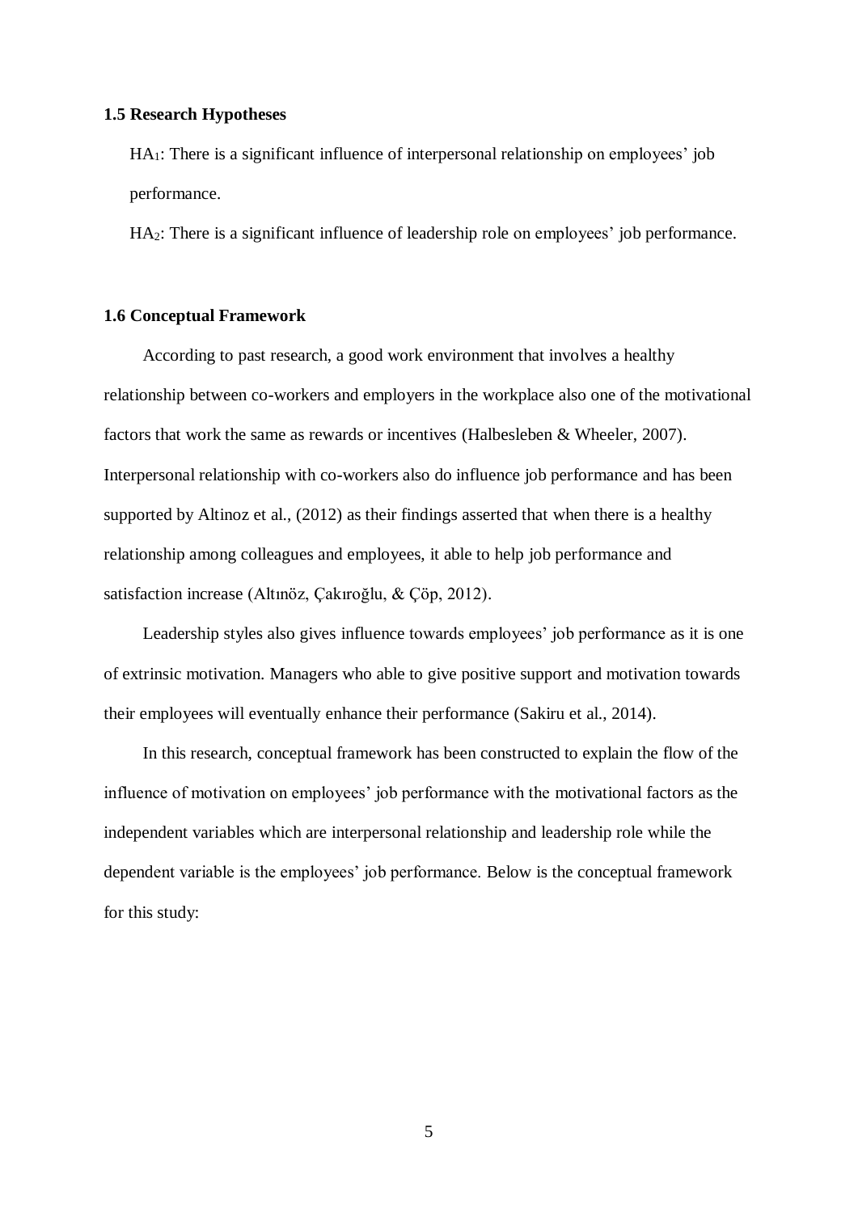### 1.5 Research Hypotheses

$HA_1$: There is a significant influence of interpersonal relationship on employees' job performance.

$HA_2$: There is a significant influence of leadership role on employees' job performance.

### 1.6 Conceptual Framework

According to past research, a good work environment that involves a healthy relationship between co-workers and employers in the workplace also one of the motivational factors that work the same as rewards or incentives (Halbesleben & Wheeler, 2007). Interpersonal relationship with co-workers also do influence job performance and has been supported by Altinoz et al., (2012) as their findings asserted that when there is a healthy relationship among colleagues and employees, it able to help job performance and satisfaction increase (Altınöz, Çakıroğlu, & Çöp, 2012).

Leadership styles also gives influence towards employees' job performance as it is one of extrinsic motivation. Managers who able to give positive support and motivation towards their employees will eventually enhance their performance (Sakiru et al., 2014).

In this research, conceptual framework has been constructed to explain the flow of the influence of motivation on employees' job performance with the motivational factors as the independent variables which are interpersonal relationship and leadership role while the dependent variable is the employees' job performance. Below is the conceptual framework for this study: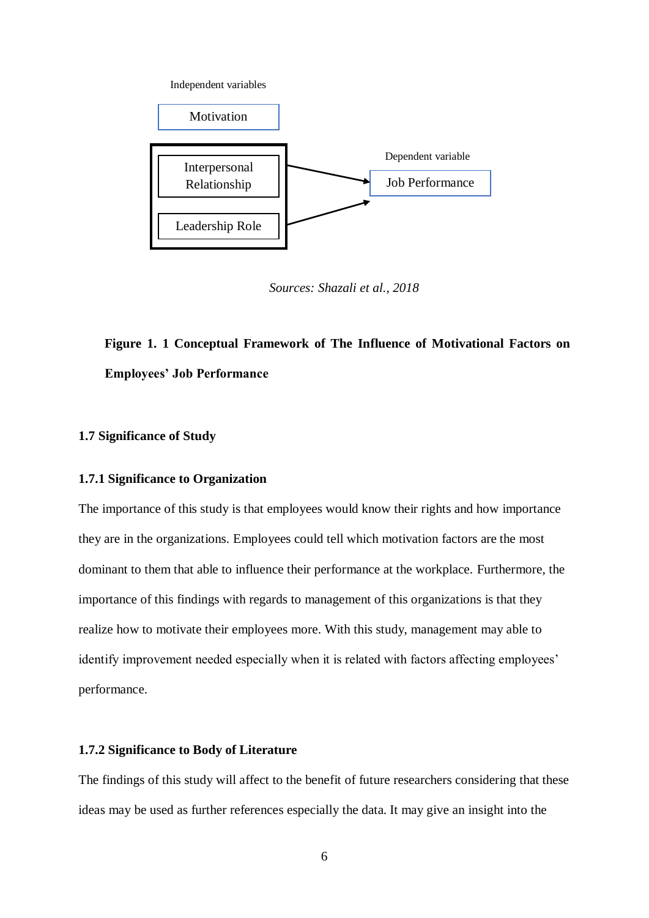Independent variables

Motivation

Interpersonal Relationship

Leadership Role

Dependent variable

Job Performance

*Sources: Shazali et al., 2018*

**Figure 1. 1 Conceptual Framework of The Influence of Motivational Factors on Employees' Job Performance**

## 1.7 Significance of Study

### 1.7.1 Significance to Organization

The importance of this study is that employees would know their rights and how importance they are in the organizations. Employees could tell which motivation factors are the most dominant to them that able to influence their performance at the workplace. Furthermore, the importance of this findings with regards to management of this organizations is that they realize how to motivate their employees more. With this study, management may able to identify improvement needed especially when it is related with factors affecting employees' performance.

### 1.7.2 Significance to Body of Literature

The findings of this study will affect to the benefit of future researchers considering that these ideas may be used as further references especially the data. It may give an insight into the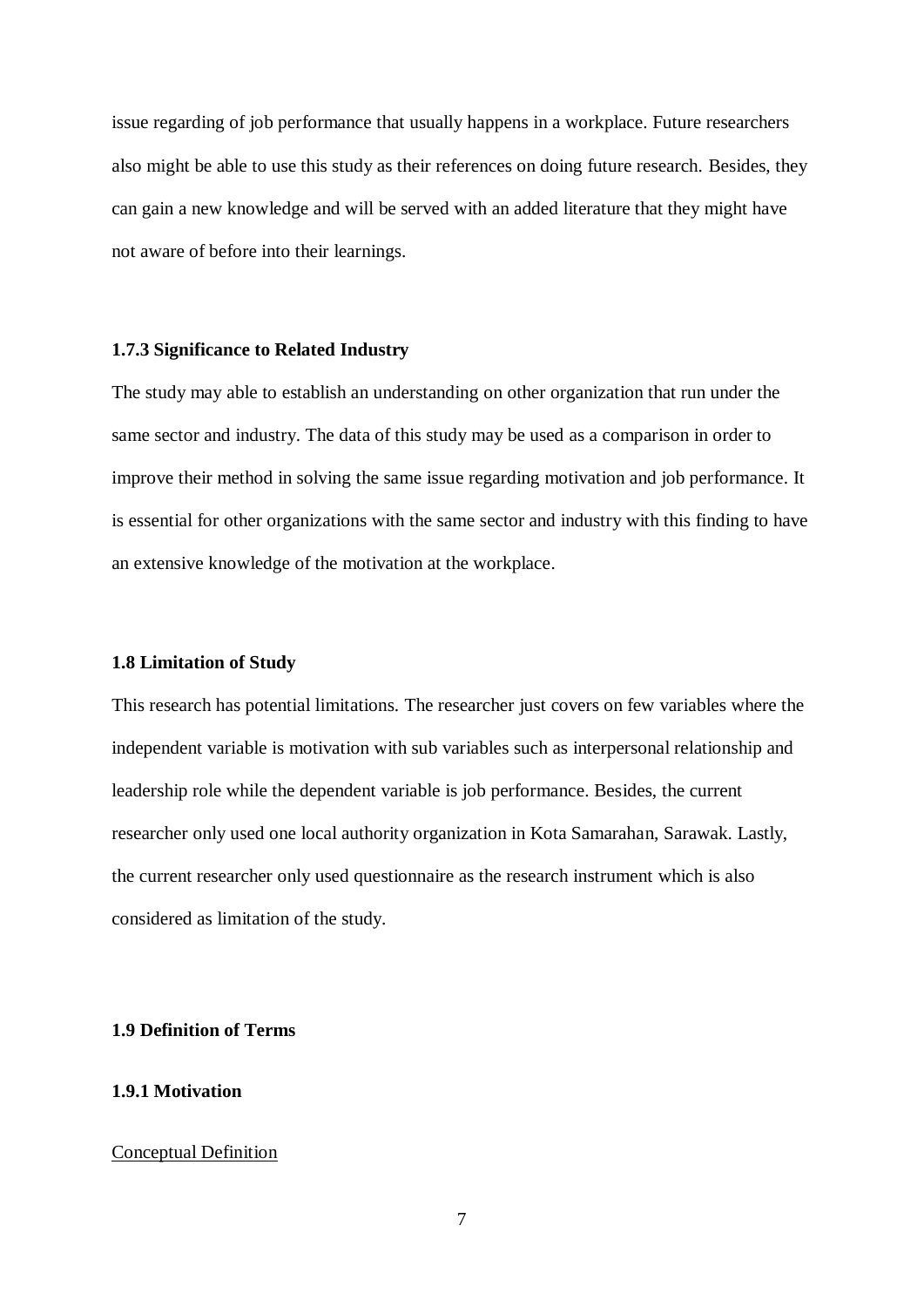issue regarding of job performance that usually happens in a workplace. Future researchers also might be able to use this study as their references on doing future research. Besides, they can gain a new knowledge and will be served with an added literature that they might have not aware of before into their learnings.

### 1.7.3 Significance to Related Industry

The study may able to establish an understanding on other organization that run under the same sector and industry. The data of this study may be used as a comparison in order to improve their method in solving the same issue regarding motivation and job performance. It is essential for other organizations with the same sector and industry with this finding to have an extensive knowledge of the motivation at the workplace.

## 1.8 Limitation of Study

This research has potential limitations. The researcher just covers on few variables where the independent variable is motivation with sub variables such as interpersonal relationship and leadership role while the dependent variable is job performance. Besides, the current researcher only used one local authority organization in Kota Samarahan, Sarawak. Lastly, the current researcher only used questionnaire as the research instrument which is also considered as limitation of the study.

## 1.9 Definition of Terms

### 1.9.1 Motivation

<u>Conceptual Definition</u>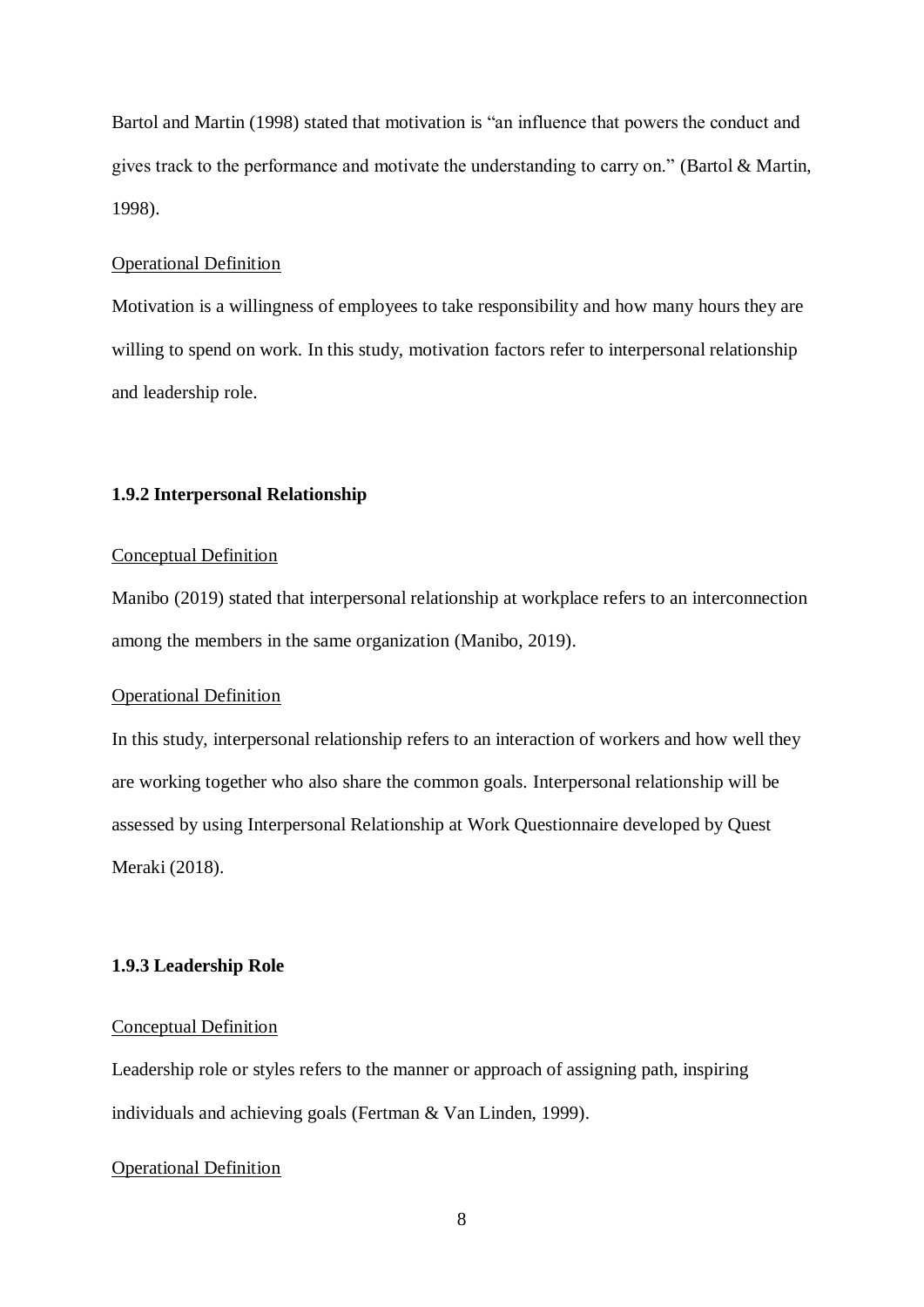Bartol and Martin (1998) stated that motivation is "an influence that powers the conduct and gives track to the performance and motivate the understanding to carry on." (Bartol & Martin, 1998).

<u>Operational Definition</u>

Motivation is a willingness of employees to take responsibility and how many hours they are willing to spend on work. In this study, motivation factors refer to interpersonal relationship and leadership role.

### 1.9.2 Interpersonal Relationship

<u>Conceptual Definition</u>

Manibo (2019) stated that interpersonal relationship at workplace refers to an interconnection among the members in the same organization (Manibo, 2019).

<u>Operational Definition</u>

In this study, interpersonal relationship refers to an interaction of workers and how well they are working together who also share the common goals. Interpersonal relationship will be assessed by using Interpersonal Relationship at Work Questionnaire developed by Quest Meraki (2018).

### 1.9.3 Leadership Role

<u>Conceptual Definition</u>

Leadership role or styles refers to the manner or approach of assigning path, inspiring individuals and achieving goals (Fertman & Van Linden, 1999).

<u>Operational Definition</u>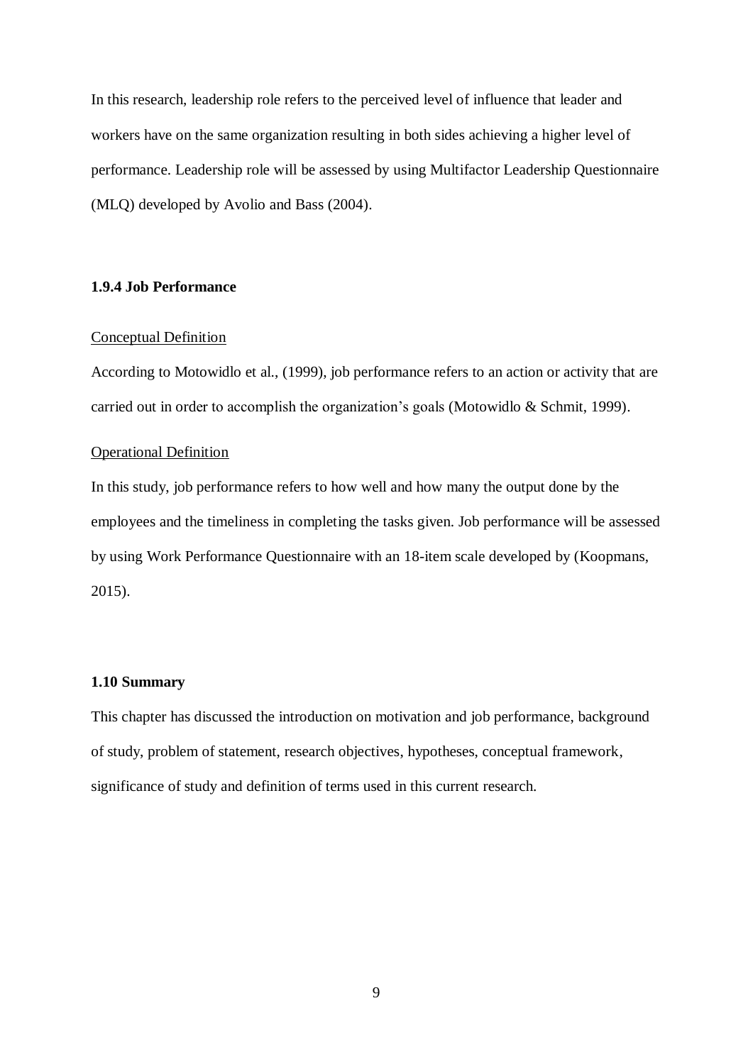In this research, leadership role refers to the perceived level of influence that leader and workers have on the same organization resulting in both sides achieving a higher level of performance. Leadership role will be assessed by using Multifactor Leadership Questionnaire (MLQ) developed by Avolio and Bass (2004).

### 1.9.4 Job Performance

Conceptual Definition

According to Motowidlo et al., (1999), job performance refers to an action or activity that are carried out in order to accomplish the organization's goals (Motowidlo & Schmit, 1999).

Operational Definition

In this study, job performance refers to how well and how many the output done by the employees and the timeliness in completing the tasks given. Job performance will be assessed by using Work Performance Questionnaire with an 18-item scale developed by (Koopmans, 2015).

## 1.10 Summary

This chapter has discussed the introduction on motivation and job performance, background of study, problem of statement, research objectives, hypotheses, conceptual framework, significance of study and definition of terms used in this current research.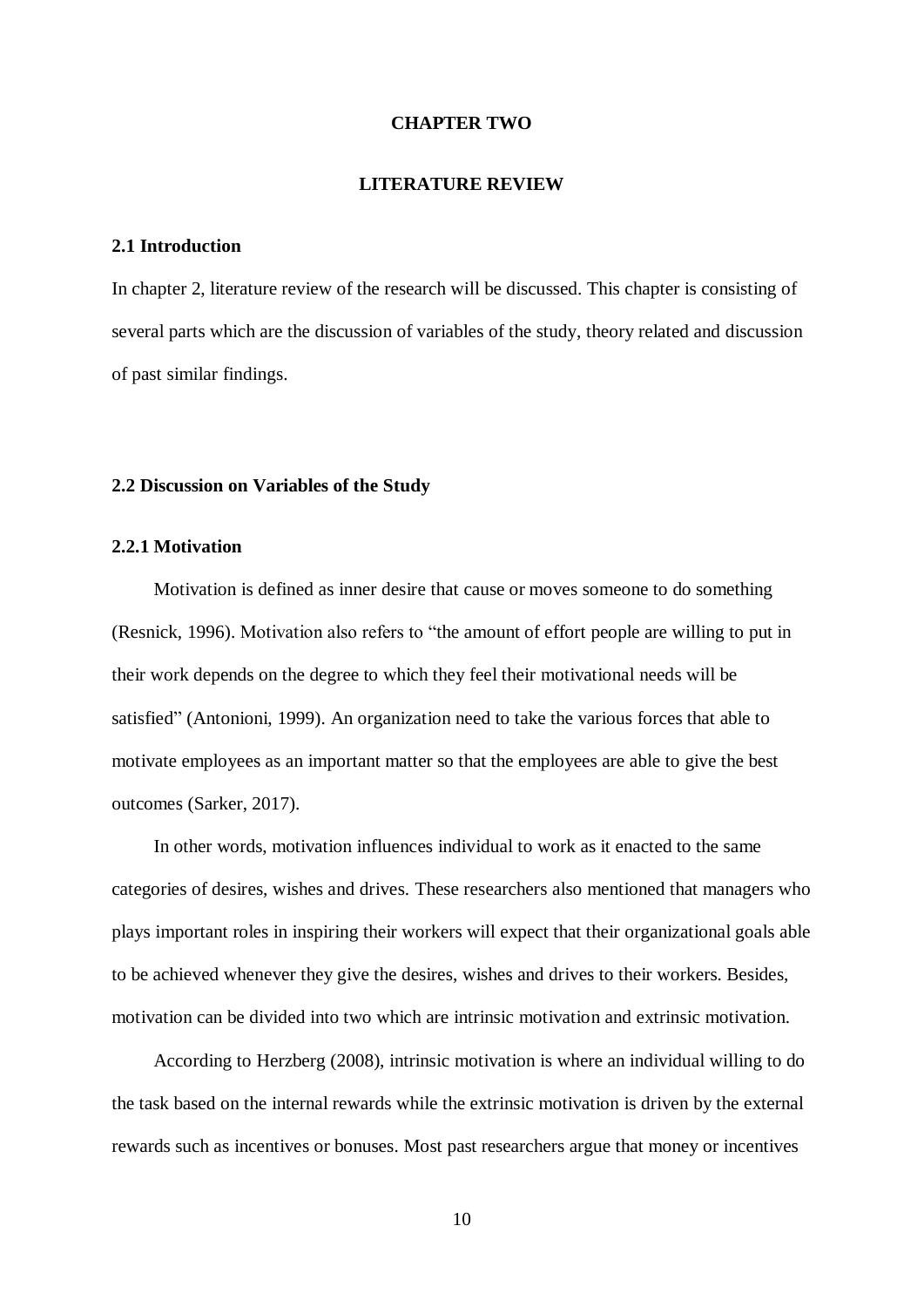# CHAPTER TWO

# LITERATURE REVIEW

## 2.1 Introduction

In chapter 2, literature review of the research will be discussed. This chapter is consisting of several parts which are the discussion of variables of the study, theory related and discussion of past similar findings.

## 2.2 Discussion on Variables of the Study

### 2.2.1 Motivation

Motivation is defined as inner desire that cause or moves someone to do something (Resnick, 1996). Motivation also refers to "the amount of effort people are willing to put in their work depends on the degree to which they feel their motivational needs will be satisfied" (Antonioni, 1999). An organization need to take the various forces that able to motivate employees as an important matter so that the employees are able to give the best outcomes (Sarker, 2017).

In other words, motivation influences individual to work as it enacted to the same categories of desires, wishes and drives. These researchers also mentioned that managers who plays important roles in inspiring their workers will expect that their organizational goals able to be achieved whenever they give the desires, wishes and drives to their workers. Besides, motivation can be divided into two which are intrinsic motivation and extrinsic motivation.

According to Herzberg (2008), intrinsic motivation is where an individual willing to do the task based on the internal rewards while the extrinsic motivation is driven by the external rewards such as incentives or bonuses. Most past researchers argue that money or incentives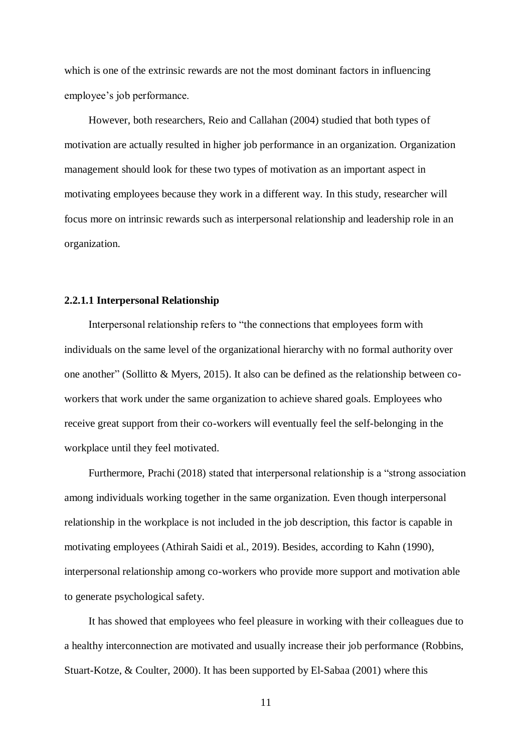which is one of the extrinsic rewards are not the most dominant factors in influencing employee's job performance.

However, both researchers, Reio and Callahan (2004) studied that both types of motivation are actually resulted in higher job performance in an organization. Organization management should look for these two types of motivation as an important aspect in motivating employees because they work in a different way. In this study, researcher will focus more on intrinsic rewards such as interpersonal relationship and leadership role in an organization.

#### 2.2.1.1 Interpersonal Relationship

Interpersonal relationship refers to "the connections that employees form with individuals on the same level of the organizational hierarchy with no formal authority over one another" (Sollitto & Myers, 2015). It also can be defined as the relationship between co-workers that work under the same organization to achieve shared goals. Employees who receive great support from their co-workers will eventually feel the self-belonging in the workplace until they feel motivated.

Furthermore, Prachi (2018) stated that interpersonal relationship is a "strong association among individuals working together in the same organization. Even though interpersonal relationship in the workplace is not included in the job description, this factor is capable in motivating employees (Athirah Saidi et al., 2019). Besides, according to Kahn (1990), interpersonal relationship among co-workers who provide more support and motivation able to generate psychological safety.

It has showed that employees who feel pleasure in working with their colleagues due to a healthy interconnection are motivated and usually increase their job performance (Robbins, Stuart-Kotze, & Coulter, 2000). It has been supported by El-Sabaa (2001) where this